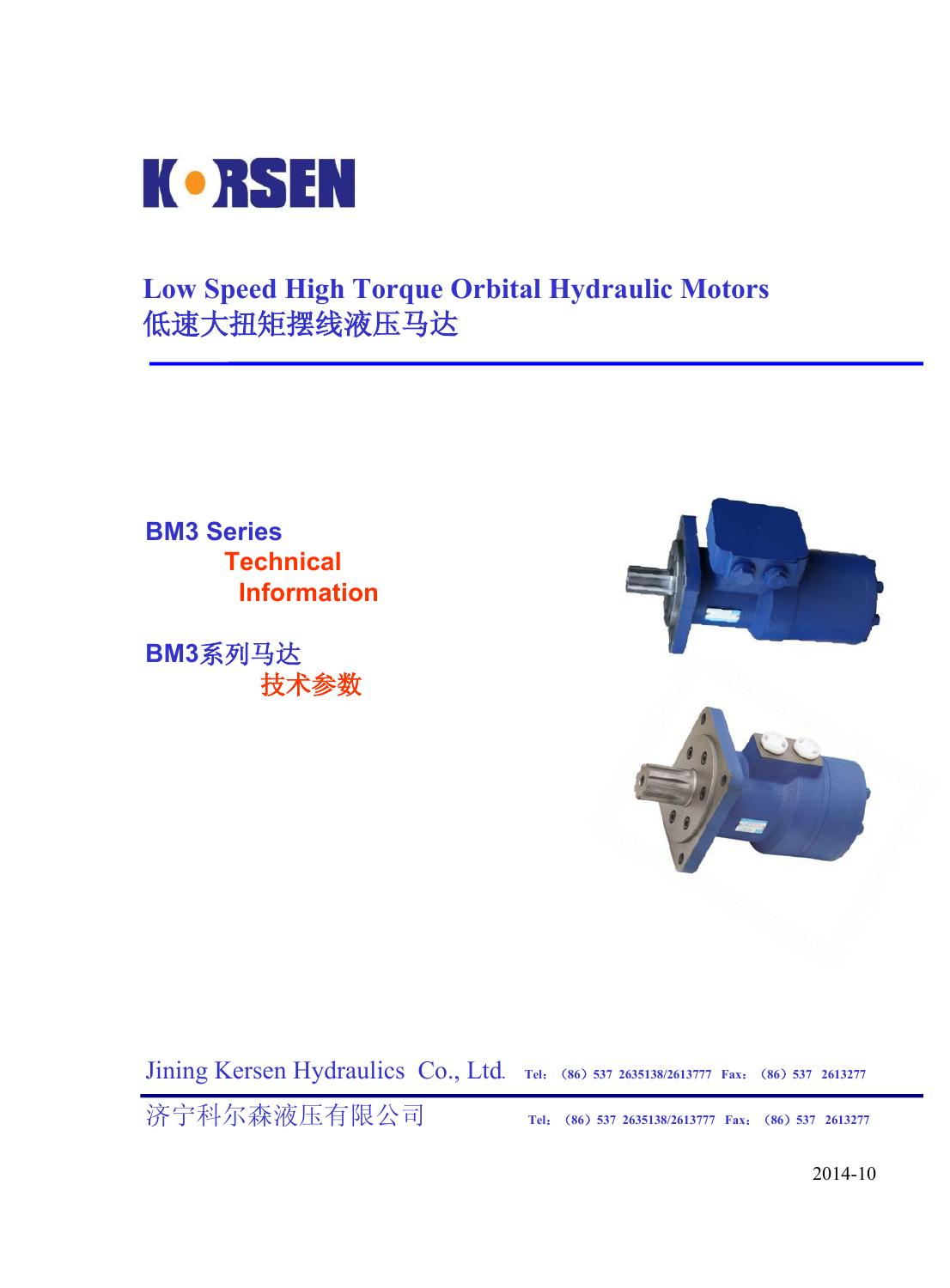# K•RSEN

## Low Speed High Torque Orbital Hydraulic Motors
## 低速大扭矩摆线液压马达

**BM3 Series**
**Technical**
**Information**

**BM3系列马达**
**技术参数**

Jining Kersen Hydraulics Co., Ltd. Tel：（86）537 2635138/2613777 Fax：（86）537 2613277

济宁科尔森液压有限公司 Tel：（86）537 2635138/2613777 Fax：（86）537 2613277

2014-10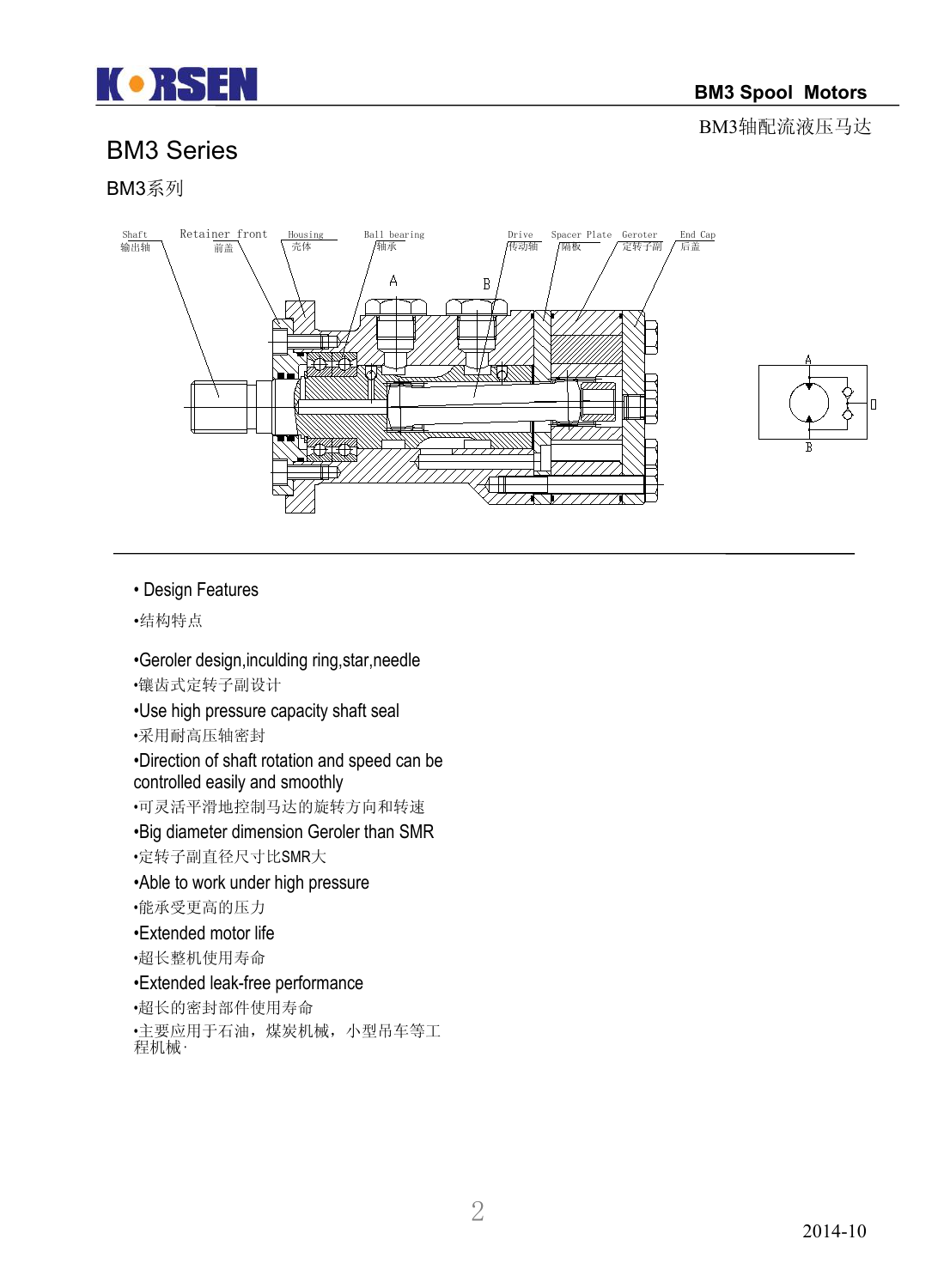# BM3 Series

BM3系列

Shaft
输出轴

Retainer front
前盖

Housing
壳体

Ball bearing
轴承

Drive
传动轴

Spacer Plate
隔板

Geroter
定转子副

End Cap
后盖

A

B

• Design Features

•结构特点

•Geroler design,inculding ring,star,needle

•镶齿式定转子副设计

•Use high pressure capacity shaft seal

•采用耐高压轴密封

•Direction of shaft rotation and speed can be controlled easily and smoothly

•可灵活平滑地控制马达的旋转方向和转速

•Big diameter dimension Geroler than SMR

•定转子副直径尺寸比SMR大

•Able to work under high pressure

•能承受更高的压力

•Extended motor life

•超长整机使用寿命

•Extended leak-free performance

•超长的密封部件使用寿命

•主要应用于石油，煤炭机械，小型吊车等工程机械·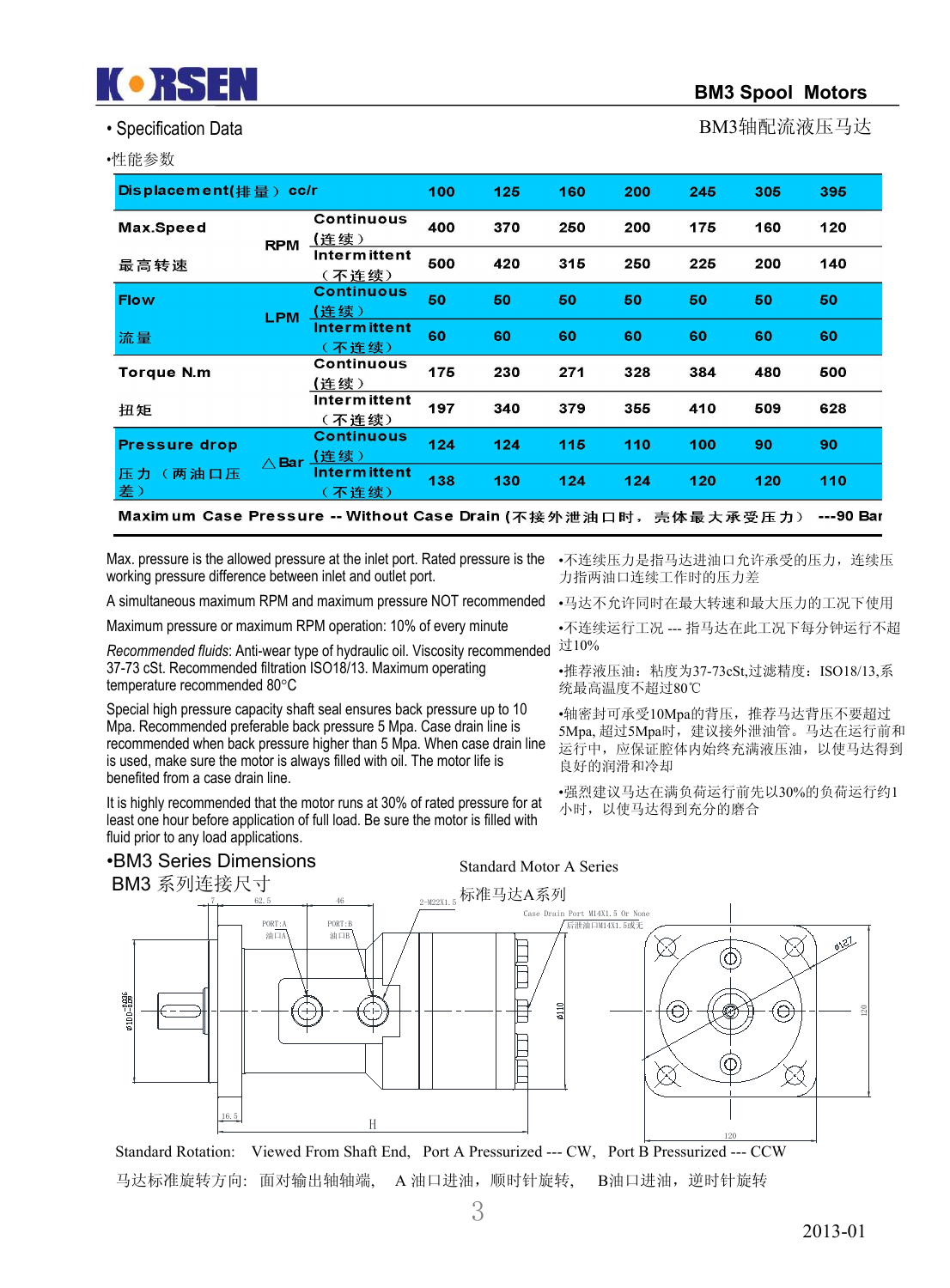## • Specification Data

BM3轴配流液压马达

•性能参数

| Displacement(排量) cc/r | | | 100 | 125 | 160 | 200 | 245 | 305 | 395 |
|---|---|---|---|---|---|---|---|---|---|
| Max.Speed 最高转速 | RPM | Continuous (连续) | 400 | 370 | 250 | 200 | 175 | 160 | 120 |
| | | Intermittent (不连续) | 500 | 420 | 315 | 250 | 225 | 200 | 140 |
| Flow 流量 | LPM | Continuous (连续) | 50 | 50 | 50 | 50 | 50 | 50 | 50 |
| | | Intermittent (不连续) | 60 | 60 | 60 | 60 | 60 | 60 | 60 |
| Torque N.m 扭矩 | | Continuous (连续) | 175 | 230 | 271 | 328 | 384 | 480 | 500 |
| | | Intermittent (不连续) | 197 | 340 | 379 | 355 | 410 | 509 | 628 |
| Pressure drop 压力（两油口压差） | △Bar | Continuous (连续) | 124 | 124 | 115 | 110 | 100 | 90 | 90 |
| | | Intermittent (不连续) | 138 | 130 | 124 | 124 | 120 | 120 | 110 |
| Maximum Case Pressure -- Without Case Drain (不接外泄油口时，壳体最大承受压力) ---90 Bar | | | | | | | | | |

Max. pressure is the allowed pressure at the inlet port. Rated pressure is the working pressure difference between inlet and outlet port.

A simultaneous maximum RPM and maximum pressure NOT recommended

Maximum pressure or maximum RPM operation: 10% of every minute

*Recommended fluids*: Anti-wear type of hydraulic oil. Viscosity recommended 37-73 cSt. Recommended filtration ISO18/13. Maximum operating temperature recommended 80°C

Special high pressure capacity shaft seal ensures back pressure up to 10 Mpa. Recommended preferable back pressure 5 Mpa. Case drain line is recommended when back pressure higher than 5 Mpa. When case drain line is used, make sure the motor is always filled with oil. The motor life is benefited from a case drain line.

It is highly recommended that the motor runs at 30% of rated pressure for at least one hour before application of full load. Be sure the motor is filled with fluid prior to any load applications.

•不连续压力是指马达进油口允许承受的压力，连续压力指两油口连续工作时的压力差

•马达不允许同时在最大转速和最大压力的工况下使用

•不连续运行工况 --- 指马达在此工况下每分钟运行不超过10%

•推荐液压油：粘度为37-73cSt,过滤精度：ISO18/13,系统最高温度不超过80℃

•轴密封可承受10Mpa的背压，推荐马达背压不要超过5Mpa, 超过5Mpa时，建议接外泄油管。马达在运行前和运行中，应保证腔体内始终充满液压油，以使马达得到良好的润滑和冷却

•强烈建议马达在满负荷运行前先以30%的负荷运行约1小时，以使马达得到充分的磨合

## •BM3 Series Dimensions
## BM3 系列连接尺寸

Standard Motor A Series

标准马达A系列

7
62.5
46
2-M22X1.5
PORT:A
油口A
PORT:B
油口B
Case Drain Port M14X1.5 Or None
后泄油口M14X1.5或无
ø100-0.054
ø110
ø127
120
120
16.5
H

Standard Rotation: Viewed From Shaft End, Port A Pressurized --- CW, Port B Pressurized --- CCW

马达标准旋转方向: 面对输出轴轴端, A 油口进油，顺时针旋转, B油口进油，逆时针旋转

2013-01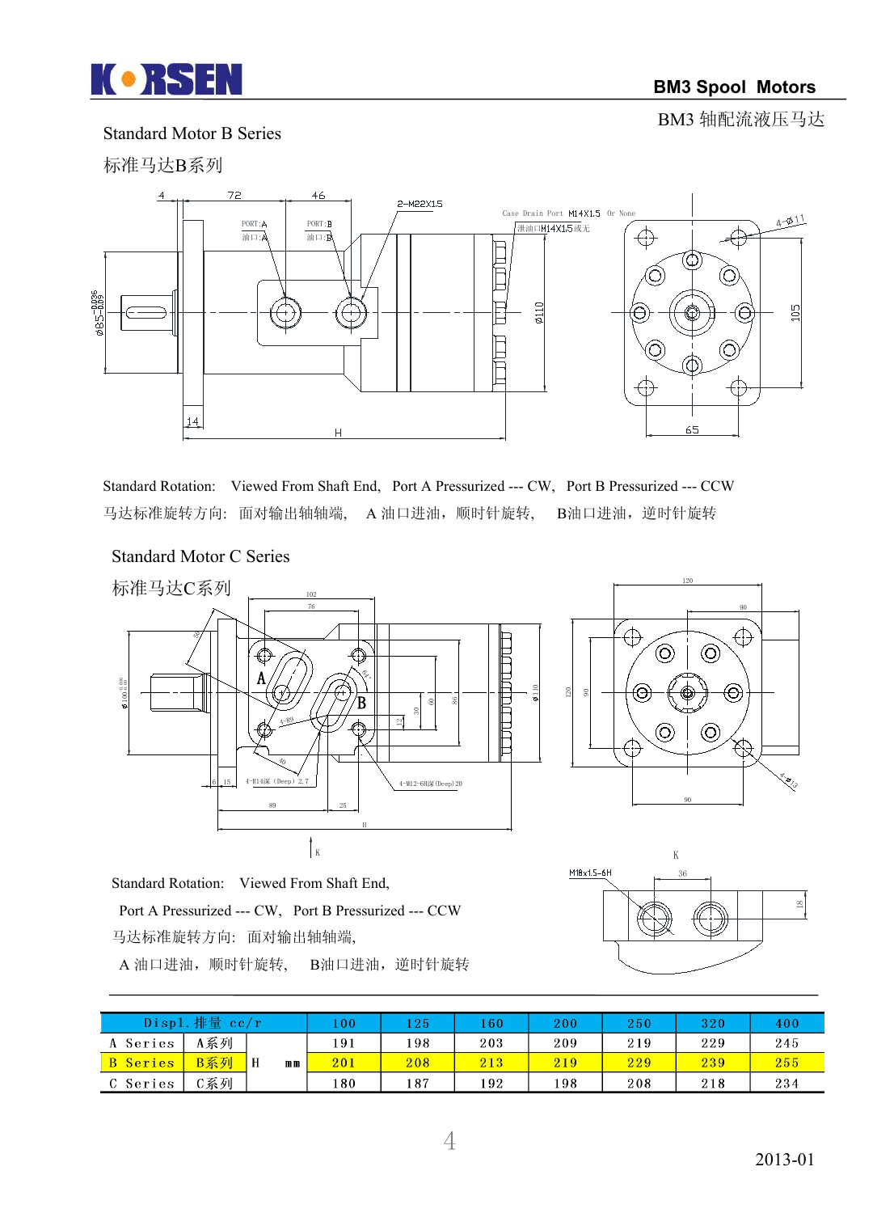## Standard Motor B Series

标准马达B系列

4
72
46
2-M22X1.5
PORT:A
油口:A
PORT:B
油口:B
Case Drain Port M14X1.5 Or None
泄油口M14X1.5或无
4-Ø11
Ø82.5-0.036 -0.09
Ø110
105
14
H
65

Standard Rotation: Viewed From Shaft End, Port A Pressurized --- CW, Port B Pressurized --- CCW

马达标准旋转方向: 面对输出轴轴端, A 油口进油，顺时针旋转, B油口进油，逆时针旋转

## Standard Motor C Series

标准马达C系列

102
76
120
90
A
B
Ø100
Ø110
120
90
60
86
30
12
4-R14深 (Deep) 2.7
4-M12-6H深(Deep)20
4-Ø13
6
15
89
25
H
K
90
M18x1.5-6H
36
18

Standard Rotation: Viewed From Shaft End,

Port A Pressurized --- CW, Port B Pressurized --- CCW

马达标准旋转方向: 面对输出轴轴端,

A 油口进油，顺时针旋转, B油口进油，逆时针旋转

| Displ. 排量 cc/r | | | | 100 | 125 | 160 | 200 | 250 | 320 | 400 |
|---|---|---|---|---|---|---|---|---|---|---|
| A Series | A系列 | H | mm | 191 | 198 | 203 | 209 | 219 | 229 | 245 |
| B Series | B系列 | | | 201 | 208 | 213 | 219 | 229 | 239 | 255 |
| C Series | C系列 | | | 180 | 187 | 192 | 198 | 208 | 218 | 234 |

2013-01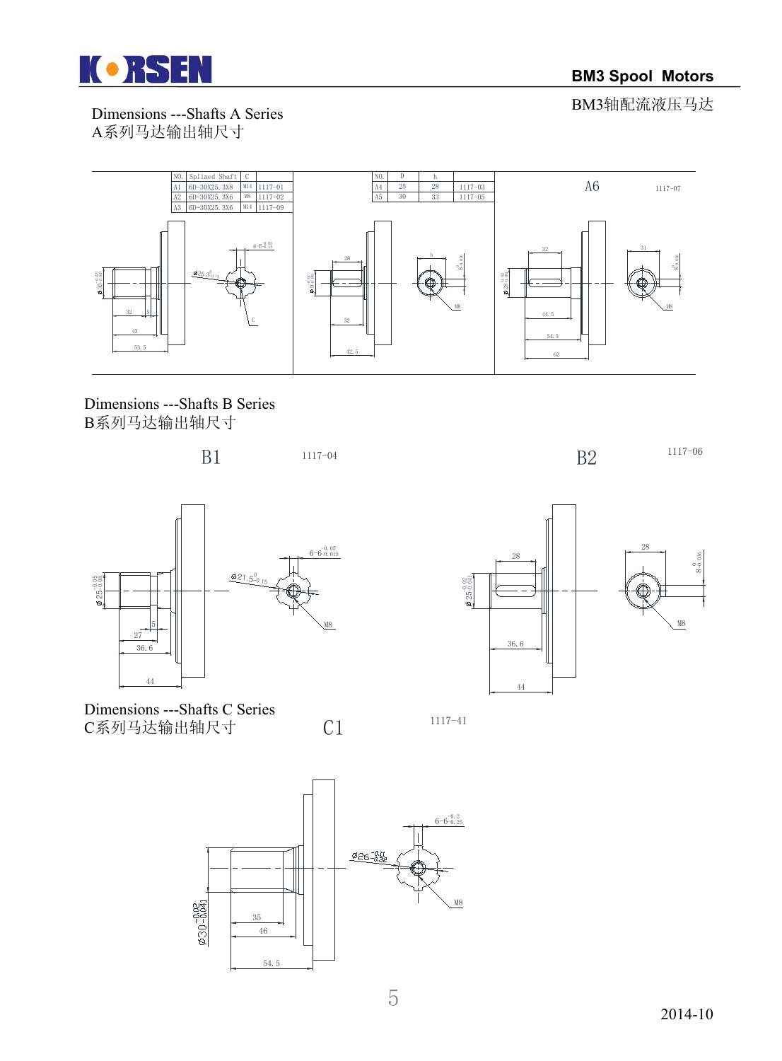# Dimensions ---Shafts A Series
A系列马达输出轴尺寸

| NO. | Splined Shaft | C | |
|---|---|---|---|
| A1 | 6D-30X25.3X8 | M14 | 1117-01 |
| A2 | 6D-30X25.3X6 | M8 | 1117-02 |
| A3 | 6D-30X25.3X6 | M14 | 1117-09 |

6-E
Ø25.3
C
32
5
43
53.5

| NO. | D | h | |
|---|---|---|---|
| A4 | 25 | 28 | 1117-03 |
| A5 | 30 | 33 | 1117-05 |

28
h
M8
32
42.5

A6 1117-07

32
31
M8
44.5
54.5
62

# Dimensions ---Shafts B Series
B系列马达输出轴尺寸

B1 1117-04

$6-6^{-0.05}_{-0.015}$
$Ø21.5^{0}_{-0.15}$
$Ø25^{-0.05}_{-0.08}$
M8
5
27
36.6
44

B2 1117-06

28
28
$Ø25^{-0.02}_{-0.04}$
$8^{0}_{-0.036}$
M8
36.6
44

# Dimensions ---Shafts C Series
C系列马达输出轴尺寸

C1 1117-41

$6-6^{-0.2}_{-0.25}$
$Ø26^{-0.11}_{-0.32}$
$Ø30^{-0.02}_{-0.041}$
M8
35
46
54.5

2014-10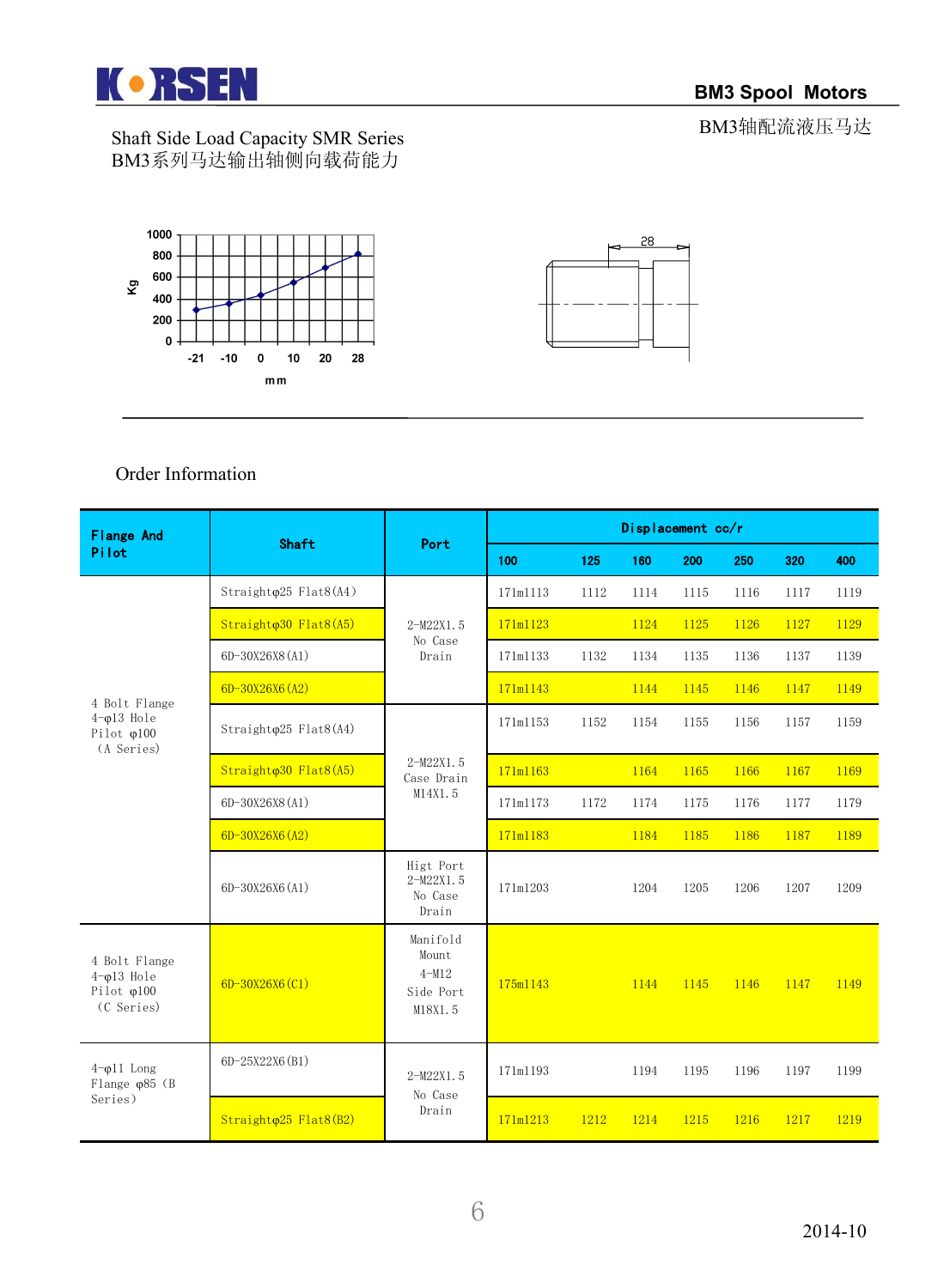Shaft Side Load Capacity SMR Series
BM3系列马达输出轴侧向载荷能力

1000
800
600
400
200
0
Kg
-21 -10 0 10 20 28
mm

28

## Order Information

| Flange And Pilot | Shaft | Port | Displacement cc/r | | | | | | |
|---|---|---|---|---|---|---|---|---|---|
| | | | 100 | 125 | 160 | 200 | 250 | 320 | 400 |
| 4 Bolt Flange 4-φ13 Hole Pilot φ100 (A Series) | Straightφ25 Flat8(A4) | 2-M22X1.5 No Case Drain | 171ml113 | 1112 | 1114 | 1115 | 1116 | 1117 | 1119 |
| | Straightφ30 Flat8(A5) | | 171ml123 | | 1124 | 1125 | 1126 | 1127 | 1129 |
| | 6D-30X26X8(A1) | | 171ml133 | 1132 | 1134 | 1135 | 1136 | 1137 | 1139 |
| | 6D-30X26X6(A2) | | 171ml143 | | 1144 | 1145 | 1146 | 1147 | 1149 |
| | Straightφ25 Flat8(A4) | 2-M22X1.5 Case Drain M14X1.5 | 171ml153 | 1152 | 1154 | 1155 | 1156 | 1157 | 1159 |
| | Straightφ30 Flat8(A5) | | 171ml163 | | 1164 | 1165 | 1166 | 1167 | 1169 |
| | 6D-30X26X8(A1) | | 171ml173 | 1172 | 1174 | 1175 | 1176 | 1177 | 1179 |
| | 6D-30X26X6(A2) | | 171ml183 | | 1184 | 1185 | 1186 | 1187 | 1189 |
| | 6D-30X26X6(A1) | Higt Port 2-M22X1.5 No Case Drain | 171ml203 | | 1204 | 1205 | 1206 | 1207 | 1209 |
| 4 Bolt Flange 4-φ13 Hole Pilot φ100 (C Series) | 6D-30X26X6(C1) | Manifold Mount 4-M12 Side Port M18X1.5 | 175ml143 | | 1144 | 1145 | 1146 | 1147 | 1149 |
| 4-φ11 Long Flange φ85 (B Series) | 6D-25X22X6(B1) | 2-M22X1.5 No Case Drain | 171ml193 | | 1194 | 1195 | 1196 | 1197 | 1199 |
| | Straightφ25 Flat8(B2) | | 171ml213 | 1212 | 1214 | 1215 | 1216 | 1217 | 1219 |

2014-10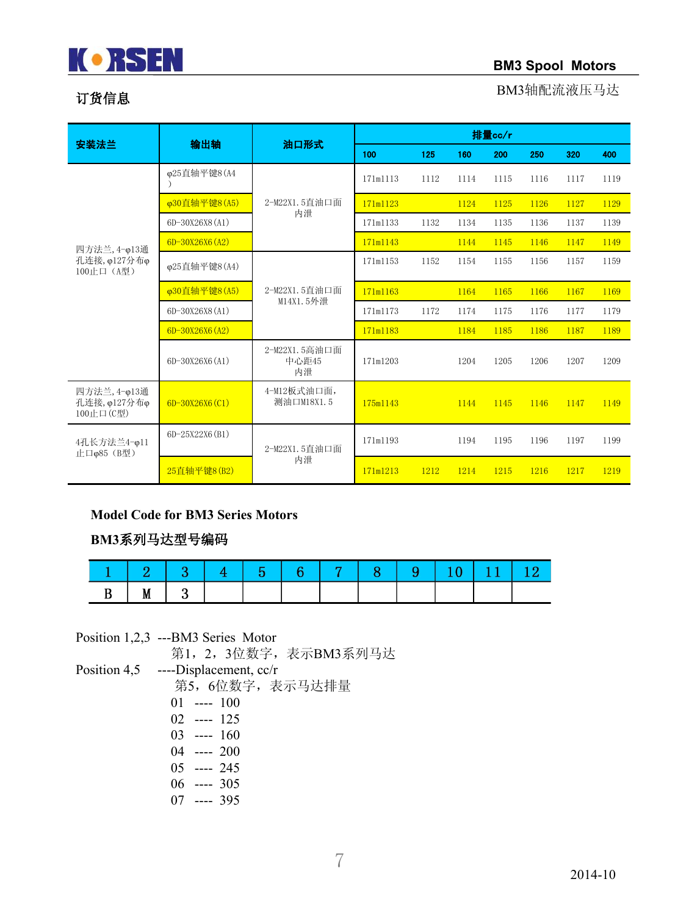## 订货信息

BM3轴配流液压马达

| 安装法兰 | 输出轴 | 油口形式 | 排量cc/r | | | | | | |
|---|---|---|---|---|---|---|---|---|---|
| | | | 100 | 125 | 160 | 200 | 250 | 320 | 400 |
| 四方法兰，4-φ13通孔连接，φ127分布φ100止口（A型） | φ25直轴平键8(A4) | 2-M22X1.5直油口面内泄 | 171m1113 | 1112 | 1114 | 1115 | 1116 | 1117 | 1119 |
| | φ30直轴平键8(A5) | | 171m1123 | | 1124 | 1125 | 1126 | 1127 | 1129 |
| | 6D-30X26X8(A1) | | 171m1133 | 1132 | 1134 | 1135 | 1136 | 1137 | 1139 |
| | 6D-30X26X6(A2) | | 171m1143 | | 1144 | 1145 | 1146 | 1147 | 1149 |
| | φ25直轴平键8(A4) | 2-M22X1.5直油口面M14X1.5外泄 | 171m1153 | 1152 | 1154 | 1155 | 1156 | 1157 | 1159 |
| | φ30直轴平键8(A5) | | 171m1163 | | 1164 | 1165 | 1166 | 1167 | 1169 |
| | 6D-30X26X8(A1) | | 171m1173 | 1172 | 1174 | 1175 | 1176 | 1177 | 1179 |
| | 6D-30X26X6(A2) | | 171m1183 | | 1184 | 1185 | 1186 | 1187 | 1189 |
| | 6D-30X26X6(A1) | 2-M22X1.5高油口面中心距45内泄 | 171m1203 | | 1204 | 1205 | 1206 | 1207 | 1209 |
| 四方法兰，4-φ13通孔连接，φ127分布φ100止口(C型) | 6D-30X26X6(C1) | 4-M12板式油口面，测油口M18X1.5 | 175m1143 | | 1144 | 1145 | 1146 | 1147 | 1149 |
| 4孔长方法兰4-φ11止口φ85（B型） | 6D-25X22X6(B1) | 2-M22X1.5直油口面内泄 | 171m1193 | | 1194 | 1195 | 1196 | 1197 | 1199 |
| | 25直轴平键8(B2) | | 171m1213 | 1212 | 1214 | 1215 | 1216 | 1217 | 1219 |

### Model Code for BM3 Series Motors

### BM3系列马达型号编码

| 1 | 2 | 3 | 4 | 5 | 6 | 7 | 8 | 9 | 10 | 11 | 12 |
|---|---|---|---|---|---|---|---|---|---|---|---|
| B | M | 3 | | | | | | | | | |

Position 1,2,3 ---BM3 Series Motor
第1，2，3位数字，表示BM3系列马达

Position 4,5 ----Displacement, cc/r
第5，6位数字，表示马达排量

01 ---- 100
02 ---- 125
03 ---- 160
04 ---- 200
05 ---- 245
06 ---- 305
07 ---- 395

2014-10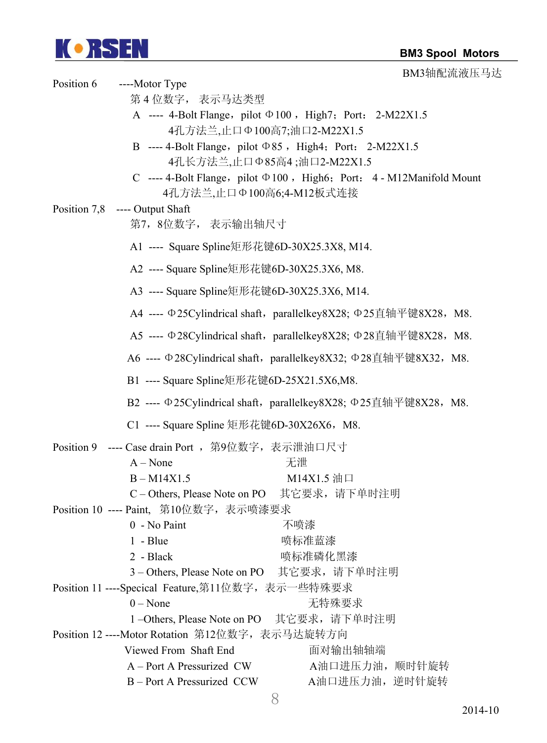Position 6 ----Motor Type

第 4 位数字， 表示马达类型

A ---- 4-Bolt Flange，pilot Φ100， High7；Port： 2-M22X1.5
4孔方法兰,止口Φ100高7;油口2-M22X1.5

B ---- 4-Bolt Flange，pilot Φ85， High4；Port： 2-M22X1.5
4孔长方法兰,止口Φ85高4 ;油口2-M22X1.5

C ---- 4-Bolt Flange，pilot Φ100， High6；Port： 4 - M12Manifold Mount
4孔方法兰,止口Φ100高6;4-M12板式连接

Position 7,8 ---- Output Shaft

第7，8位数字， 表示输出轴尺寸

A1 ---- Square Spline矩形花键6D-30X25.3X8, M14.

A2 ---- Square Spline矩形花键6D-30X25.3X6, M8.

A3 ---- Square Spline矩形花键6D-30X25.3X6, M14.

A4 ---- Φ25Cylindrical shaft，parallelkey8X28; Φ25直轴平键8X28，M8.

A5 ---- Φ28Cylindrical shaft，parallelkey8X28; Φ28直轴平键8X28，M8.

A6 ---- Φ28Cylindrical shaft，parallelkey8X32; Φ28直轴平键8X32，M8.

B1 ---- Square Spline矩形花键6D-25X21.5X6,M8.

B2 ---- Φ25Cylindrical shaft，parallelkey8X28; Φ25直轴平键8X28，M8.

C1 ---- Square Spline 矩形花键6D-30X26X6，M8.

Position 9 ---- Case drain Port ，第9位数字，表示泄油口尺寸

A – None 无泄

B – M14X1.5 M14X1.5 油口

C – Others, Please Note on PO 其它要求，请下单时注明

Position 10 ---- Paint, 第10位数字，表示喷漆要求

0 - No Paint 不喷漆

1 - Blue 喷标准蓝漆

2 - Black 喷标准磷化黑漆

3 – Others, Please Note on PO 其它要求，请下单时注明

Position 11 ----Specical Feature,第11位数字，表示一些特殊要求

0 – None 无特殊要求

1 –Others, Please Note on PO 其它要求，请下单时注明

Position 12 ----Motor Rotation 第12位数字，表示马达旋转方向

Viewed From Shaft End 面对输出轴轴端

A – Port A Pressurized CW A油口进压力油，顺时针旋转

B – Port A Pressurized CCW A油口进压力油，逆时针旋转

2014-10